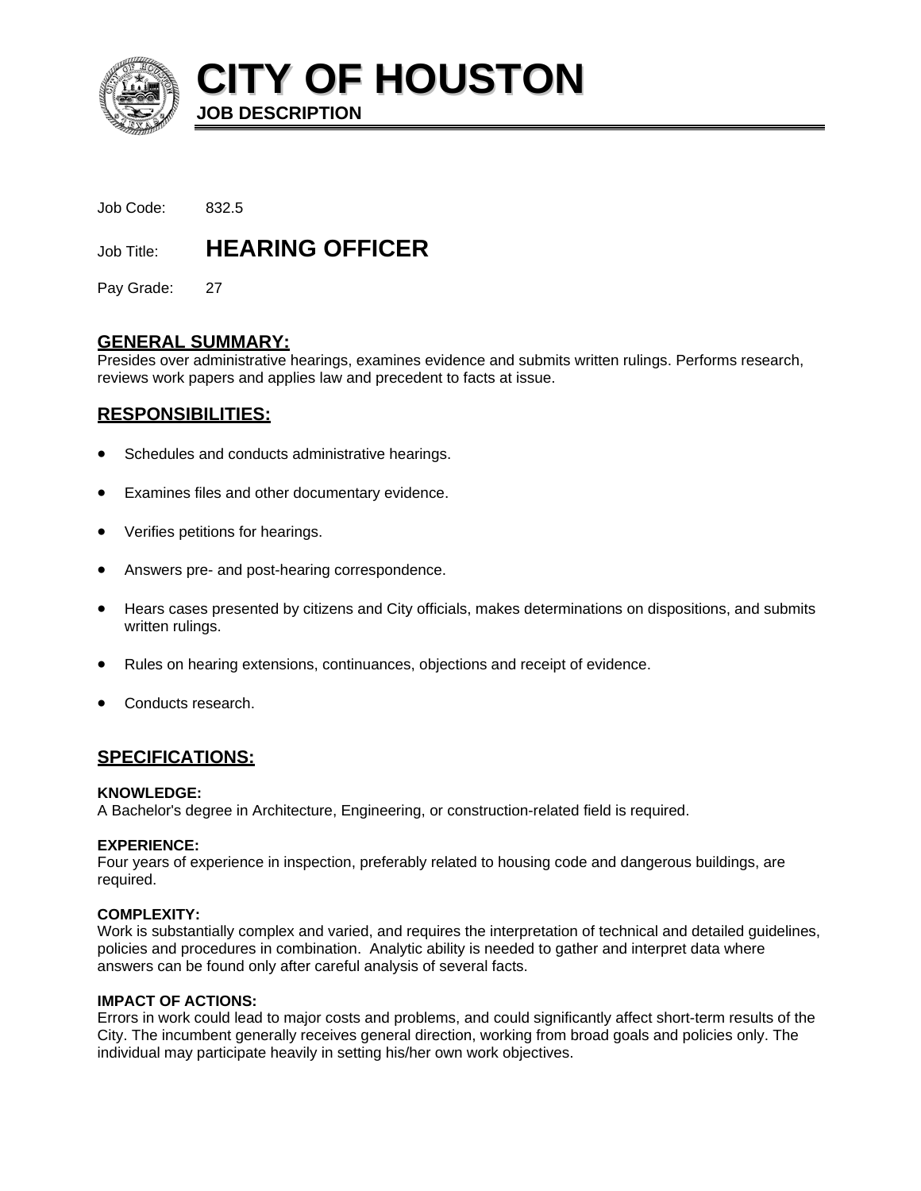# CITY OF HOUSTON

**JOB DESCRIPTION**

Job Code: 832.5

Job Title: **HEARING OFFICER**

Pay Grade: 27

## GENERAL SUMMARY:

Presides over administrative hearings, examines evidence and submits written rulings. Performs research, reviews work papers and applies law and precedent to facts at issue.

## RESPONSIBILITIES:

- Schedules and conducts administrative hearings.
- Examines files and other documentary evidence.
- Verifies petitions for hearings.
- Answers pre- and post-hearing correspondence.
- Hears cases presented by citizens and City officials, makes determinations on dispositions, and submits written rulings.
- Rules on hearing extensions, continuances, objections and receipt of evidence.
- Conducts research.

## SPECIFICATIONS:

**KNOWLEDGE:**
A Bachelor's degree in Architecture, Engineering, or construction-related field is required.

**EXPERIENCE:**
Four years of experience in inspection, preferably related to housing code and dangerous buildings, are required.

**COMPLEXITY:**
Work is substantially complex and varied, and requires the interpretation of technical and detailed guidelines, policies and procedures in combination. Analytic ability is needed to gather and interpret data where answers can be found only after careful analysis of several facts.

**IMPACT OF ACTIONS:**
Errors in work could lead to major costs and problems, and could significantly affect short-term results of the City. The incumbent generally receives general direction, working from broad goals and policies only. The individual may participate heavily in setting his/her own work objectives.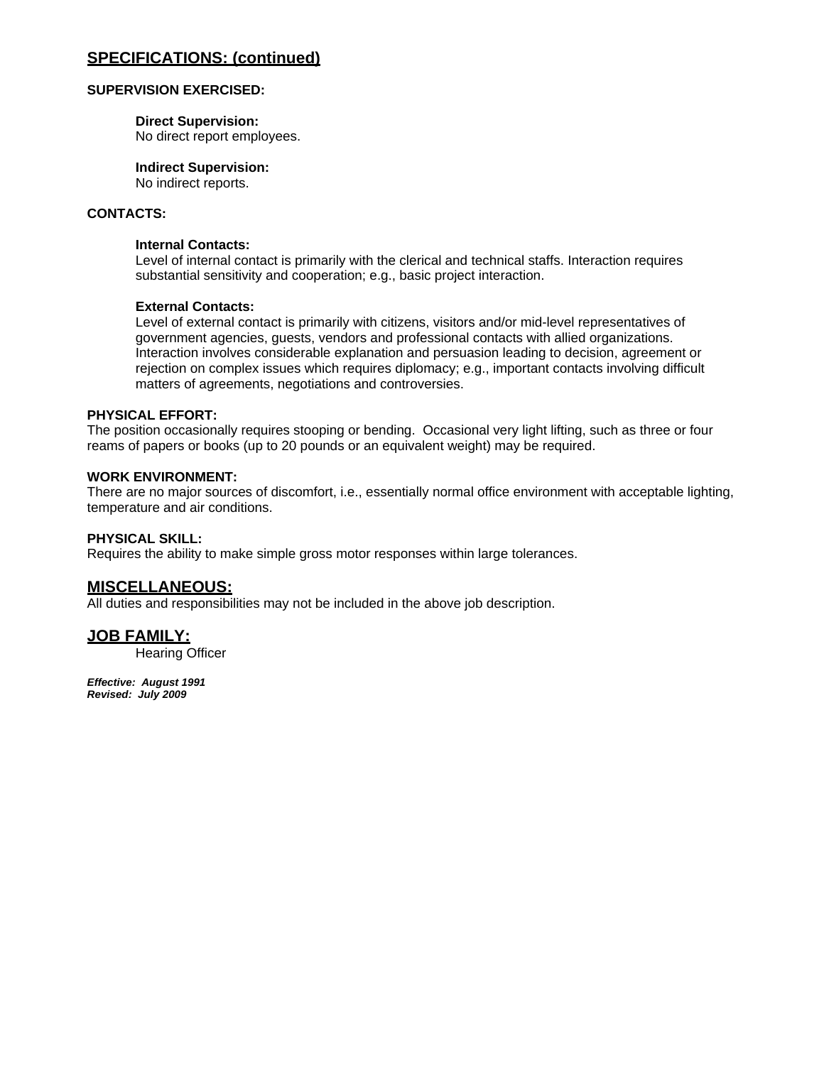## SPECIFICATIONS: (continued)

### SUPERVISION EXERCISED:

**Direct Supervision:**
No direct report employees.

**Indirect Supervision:**
No indirect reports.

### CONTACTS:

**Internal Contacts:**
Level of internal contact is primarily with the clerical and technical staffs. Interaction requires substantial sensitivity and cooperation; e.g., basic project interaction.

**External Contacts:**
Level of external contact is primarily with citizens, visitors and/or mid-level representatives of government agencies, guests, vendors and professional contacts with allied organizations. Interaction involves considerable explanation and persuasion leading to decision, agreement or rejection on complex issues which requires diplomacy; e.g., important contacts involving difficult matters of agreements, negotiations and controversies.

### PHYSICAL EFFORT:

The position occasionally requires stooping or bending. Occasional very light lifting, such as three or four reams of papers or books (up to 20 pounds or an equivalent weight) may be required.

### WORK ENVIRONMENT:

There are no major sources of discomfort, i.e., essentially normal office environment with acceptable lighting, temperature and air conditions.

### PHYSICAL SKILL:

Requires the ability to make simple gross motor responses within large tolerances.

## MISCELLANEOUS:

All duties and responsibilities may not be included in the above job description.

## JOB FAMILY:

Hearing Officer

***Effective: August 1991***
***Revised: July 2009***